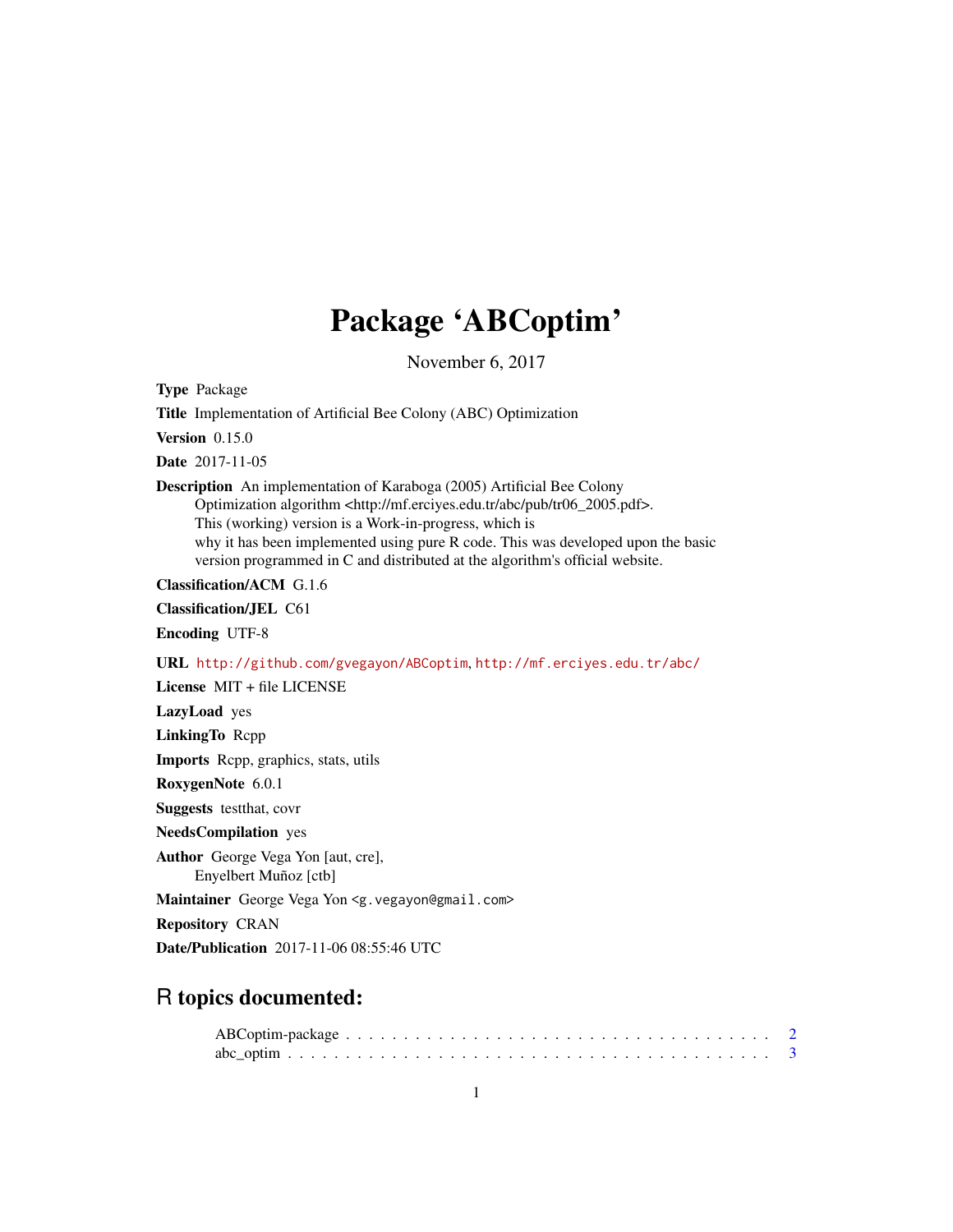# Package 'ABCoptim'

November 6, 2017

**Type** Package

**Title** Implementation of Artificial Bee Colony (ABC) Optimization

**Version** 0.15.0

**Date** 2017-11-05

**Description** An implementation of Karaboga (2005) Artificial Bee Colony Optimization algorithm <http://mf.erciyes.edu.tr/abc/pub/tr06_2005.pdf>. This (working) version is a Work-in-progress, which is why it has been implemented using pure R code. This was developed upon the basic version programmed in C and distributed at the algorithm's official website.

**Classification/ACM** G.1.6

**Classification/JEL** C61

**Encoding** UTF-8

**URL** http://github.com/gvegayon/ABCoptim, http://mf.erciyes.edu.tr/abc/

**License** MIT + file LICENSE

**LazyLoad** yes

**LinkingTo** Rcpp

**Imports** Rcpp, graphics, stats, utils

**RoxygenNote** 6.0.1

**Suggests** testthat, covr

**NeedsCompilation** yes

**Author** George Vega Yon [aut, cre], Enyelbert Muñoz [ctb]

**Maintainer** George Vega Yon <g.vegayon@gmail.com>

**Repository** CRAN

**Date/Publication** 2017-11-06 08:55:46 UTC

## R topics documented:

ABCoptim-package . . . . . . . . . . . . . . . . . . . . . . . . . . . . . . . . . . . . 2
abc_optim . . . . . . . . . . . . . . . . . . . . . . . . . . . . . . . . . . . . . . . . 3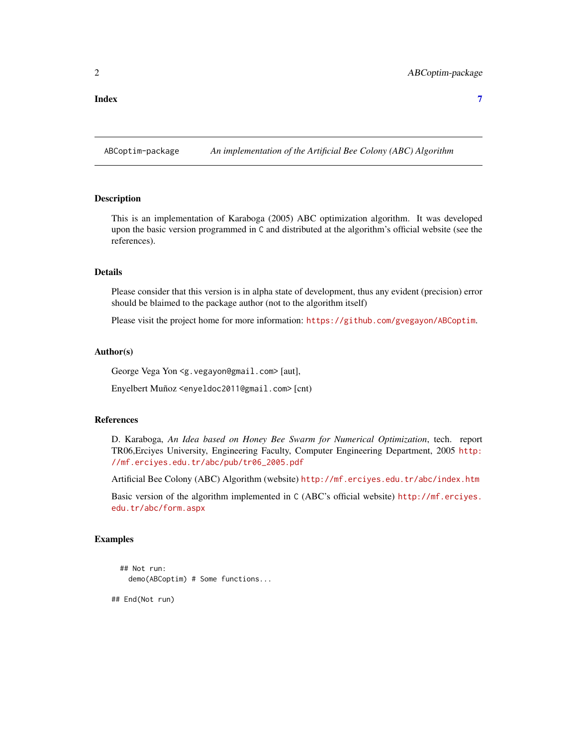**Index** **7**

---

ABCoptim-package *An implementation of the Artificial Bee Colony (ABC) Algorithm*

---

### Description

This is an implementation of Karaboga (2005) ABC optimization algorithm. It was developed upon the basic version programmed in `C` and distributed at the algorithm's official website (see the references).

### Details

Please consider that this version is in alpha state of development, thus any evident (precision) error should be blaimed to the package author (not to the algorithm itself)

Please visit the project home for more information: https://github.com/gvegayon/ABCoptim.

### Author(s)

George Vega Yon <g.vegayon@gmail.com> [aut],

Enyelbert Muñoz <enyeldoc2011@gmail.com> [cnt]

### References

D. Karaboga, *An Idea based on Honey Bee Swarm for Numerical Optimization*, tech. report TR06,Erciyes University, Engineering Faculty, Computer Engineering Department, 2005 http://mf.erciyes.edu.tr/abc/pub/tr06_2005.pdf

Artificial Bee Colony (ABC) Algorithm (website) http://mf.erciyes.edu.tr/abc/index.htm

Basic version of the algorithm implemented in `C` (ABC's official website) http://mf.erciyes.edu.tr/abc/form.aspx

### Examples

```
  ## Not run:
    demo(ABCoptim) # Some functions...

## End(Not run)
```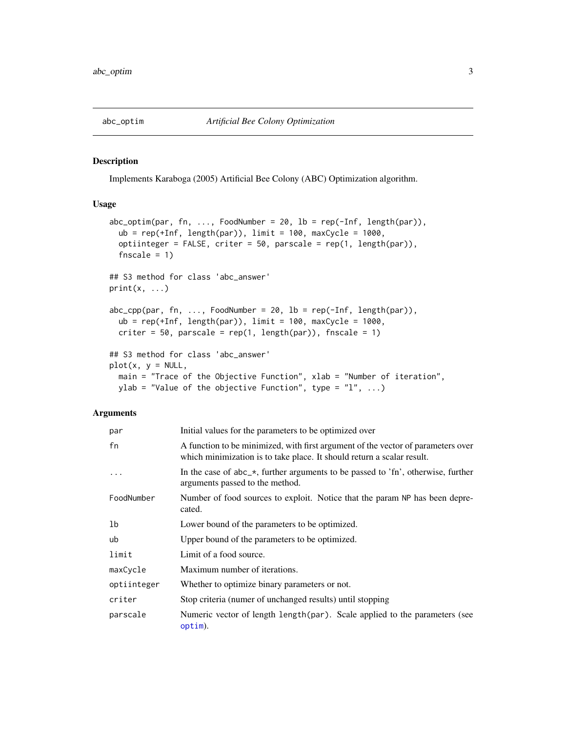abc_optim *Artificial Bee Colony Optimization*

## Description

Implements Karaboga (2005) Artificial Bee Colony (ABC) Optimization algorithm.

## Usage

```
abc_optim(par, fn, ..., FoodNumber = 20, lb = rep(-Inf, length(par)),
  ub = rep(+Inf, length(par)), limit = 100, maxCycle = 1000,
  optiinteger = FALSE, criter = 50, parscale = rep(1, length(par)),
  fnscale = 1)

## S3 method for class 'abc_answer'
print(x, ...)

abc_cpp(par, fn, ..., FoodNumber = 20, lb = rep(-Inf, length(par)),
  ub = rep(+Inf, length(par)), limit = 100, maxCycle = 1000,
  criter = 50, parscale = rep(1, length(par)), fnscale = 1)

## S3 method for class 'abc_answer'
plot(x, y = NULL,
  main = "Trace of the Objective Function", xlab = "Number of iteration",
  ylab = "Value of the objective Function", type = "l", ...)
```

## Arguments

| | |
|---|---|
| `par` | Initial values for the parameters to be optimized over |
| `fn` | A function to be minimized, with first argument of the vector of parameters over which minimization is to take place. It should return a scalar result. |
| `...` | In the case of `abc_*`, further arguments to be passed to 'fn', otherwise, further arguments passed to the method. |
| `FoodNumber` | Number of food sources to exploit. Notice that the param `NP` has been deprecated. |
| `lb` | Lower bound of the parameters to be optimized. |
| `ub` | Upper bound of the parameters to be optimized. |
| `limit` | Limit of a food source. |
| `maxCycle` | Maximum number of iterations. |
| `optiinteger` | Whether to optimize binary parameters or not. |
| `criter` | Stop criteria (numer of unchanged results) until stopping |
| `parscale` | Numeric vector of length `length(par)`. Scale applied to the parameters (see `optim`). |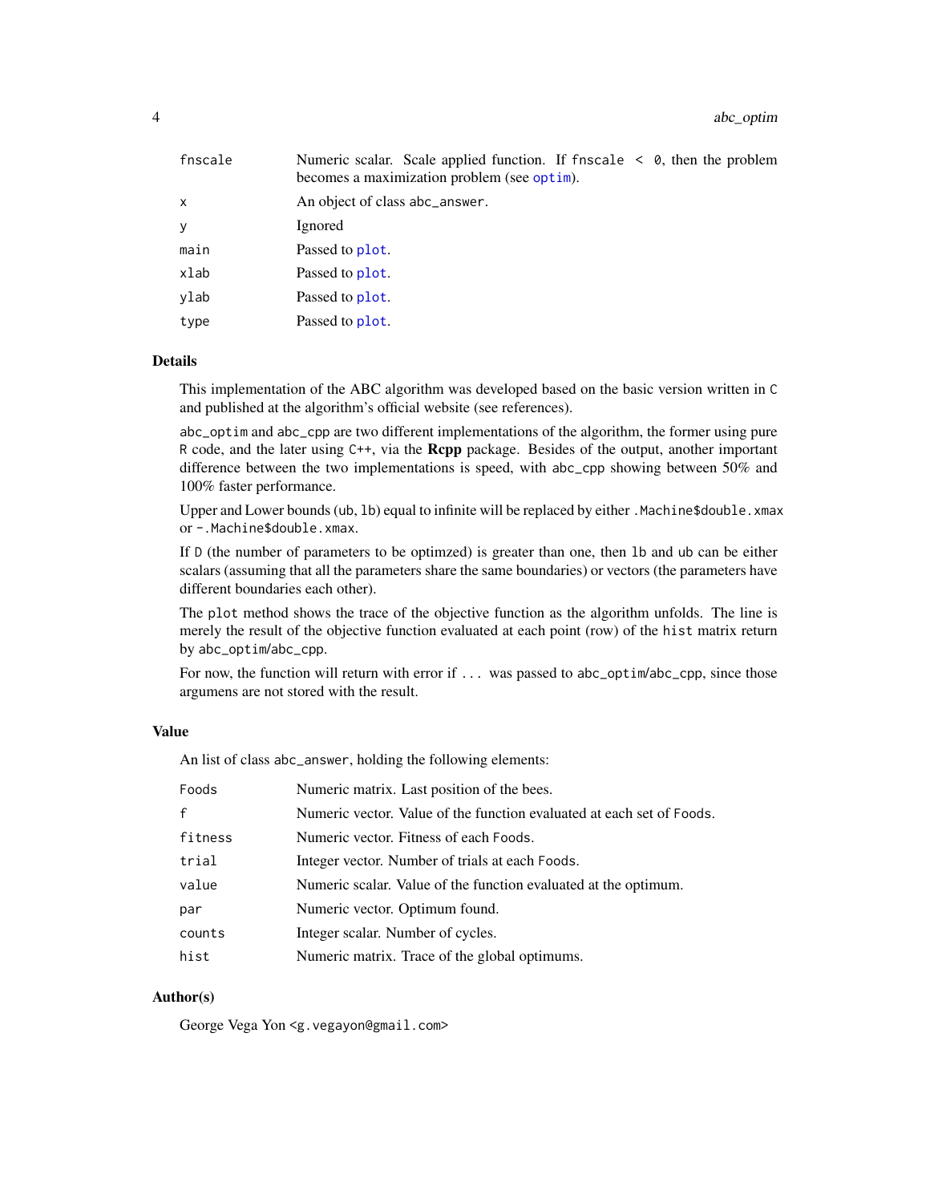| | |
|---|---|
| fnscale | Numeric scalar. Scale applied function. If `fnscale < 0`, then the problem becomes a maximization problem (see optim). |
| x | An object of class `abc_answer`. |
| y | Ignored |
| main | Passed to plot. |
| xlab | Passed to plot. |
| ylab | Passed to plot. |
| type | Passed to plot. |

### Details

This implementation of the ABC algorithm was developed based on the basic version written in `C` and published at the algorithm's official website (see references).

`abc_optim` and `abc_cpp` are two different implementations of the algorithm, the former using pure `R` code, and the later using `C++`, via the **Rcpp** package. Besides of the output, another important difference between the two implementations is speed, with `abc_cpp` showing between 50% and 100% faster performance.

Upper and Lower bounds (`ub`, `lb`) equal to infinite will be replaced by either `.Machine$double.xmax` or `-.Machine$double.xmax`.

If `D` (the number of parameters to be optimzed) is greater than one, then `lb` and `ub` can be either scalars (assuming that all the parameters share the same boundaries) or vectors (the parameters have different boundaries each other).

The `plot` method shows the trace of the objective function as the algorithm unfolds. The line is merely the result of the objective function evaluated at each point (row) of the `hist` matrix return by `abc_optim`/`abc_cpp`.

For now, the function will return with error if `...` was passed to `abc_optim`/`abc_cpp`, since those argumens are not stored with the result.

### Value

An list of class `abc_answer`, holding the following elements:

| | |
|---|---|
| Foods | Numeric matrix. Last position of the bees. |
| f | Numeric vector. Value of the function evaluated at each set of `Foods`. |
| fitness | Numeric vector. Fitness of each `Foods`. |
| trial | Integer vector. Number of trials at each `Foods`. |
| value | Numeric scalar. Value of the function evaluated at the optimum. |
| par | Numeric vector. Optimum found. |
| counts | Integer scalar. Number of cycles. |
| hist | Numeric matrix. Trace of the global optimums. |

### Author(s)

George Vega Yon <g.vegayon@gmail.com>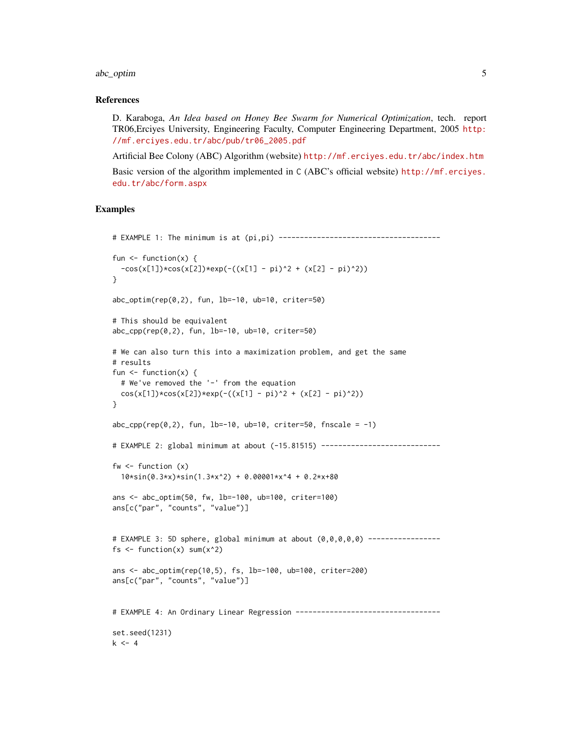## References

D. Karaboga, *An Idea based on Honey Bee Swarm for Numerical Optimization*, tech. report TR06,Erciyes University, Engineering Faculty, Computer Engineering Department, 2005 http://mf.erciyes.edu.tr/abc/pub/tr06_2005.pdf

Artificial Bee Colony (ABC) Algorithm (website) http://mf.erciyes.edu.tr/abc/index.htm

Basic version of the algorithm implemented in C (ABC's official website) http://mf.erciyes.edu.tr/abc/form.aspx

## Examples

```
# EXAMPLE 1: The minimum is at (pi,pi) --------------------------------------

fun <- function(x) {
  -cos(x[1])*cos(x[2])*exp(-((x[1] - pi)^2 + (x[2] - pi)^2))
}

abc_optim(rep(0,2), fun, lb=-10, ub=10, criter=50)

# This should be equivalent
abc_cpp(rep(0,2), fun, lb=-10, ub=10, criter=50)

# We can also turn this into a maximization problem, and get the same
# results
fun <- function(x) {
  # We've removed the '-' from the equation
  cos(x[1])*cos(x[2])*exp(-((x[1] - pi)^2 + (x[2] - pi)^2))
}

abc_cpp(rep(0,2), fun, lb=-10, ub=10, criter=50, fnscale = -1)

# EXAMPLE 2: global minimum at about (-15.81515) ----------------------------

fw <- function (x)
  10*sin(0.3*x)*sin(1.3*x^2) + 0.00001*x^4 + 0.2*x+80

ans <- abc_optim(50, fw, lb=-100, ub=100, criter=100)
ans[c("par", "counts", "value")]


# EXAMPLE 3: 5D sphere, global minimum at about (0,0,0,0,0) -----------------
fs <- function(x) sum(x^2)

ans <- abc_optim(rep(10,5), fs, lb=-100, ub=100, criter=200)
ans[c("par", "counts", "value")]


# EXAMPLE 4: An Ordinary Linear Regression ----------------------------------

set.seed(1231)
k <- 4
```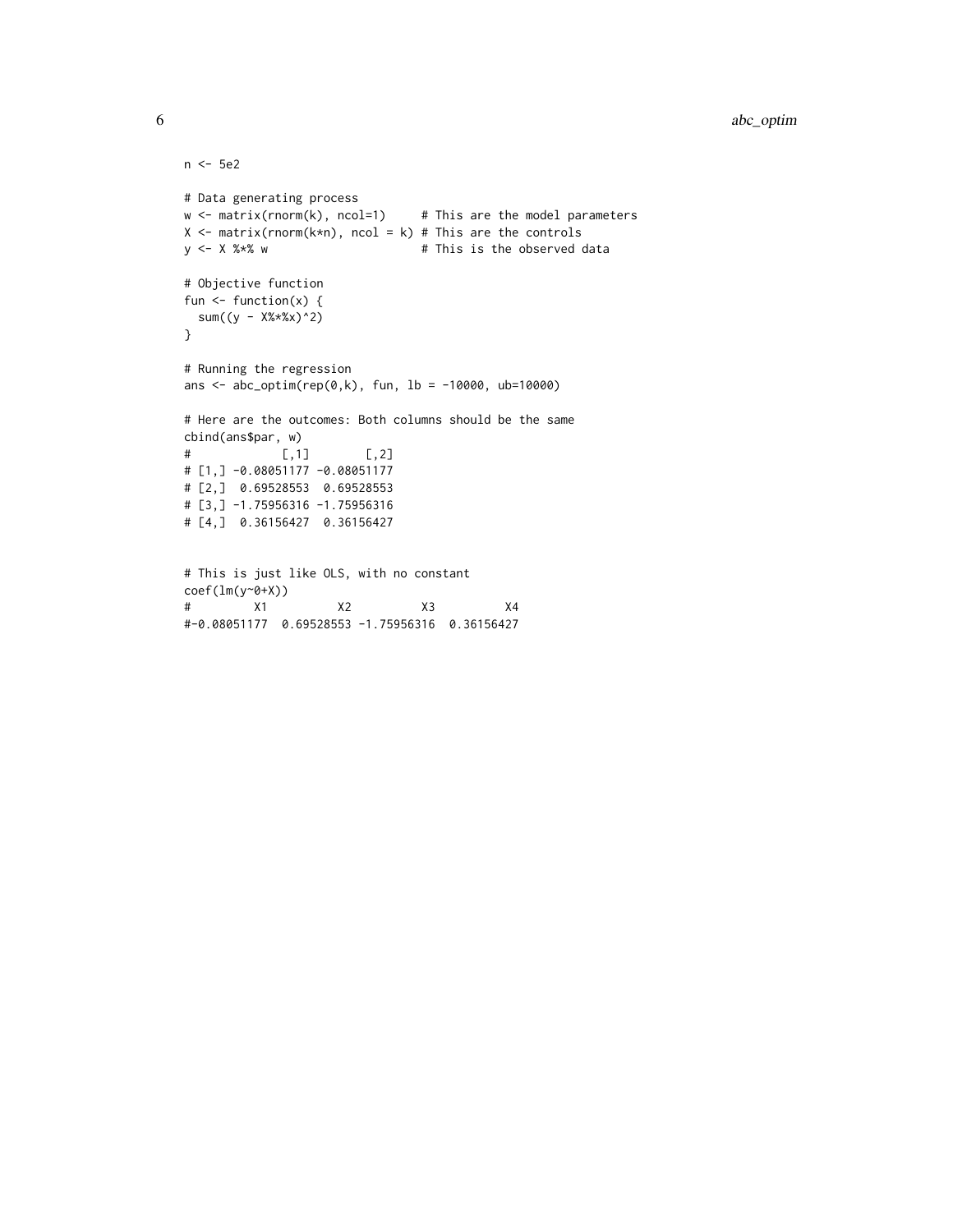```
n <- 5e2

# Data generating process
w <- matrix(rnorm(k), ncol=1)     # This are the model parameters
X <- matrix(rnorm(k*n), ncol = k) # This are the controls
y <- X %*% w                      # This is the observed data

# Objective function
fun <- function(x) {
  sum((y - X%*%x)^2)
}

# Running the regression
ans <- abc_optim(rep(0,k), fun, lb = -10000, ub=10000)

# Here are the outcomes: Both columns should be the same
cbind(ans$par, w)
#             [,1]        [,2]
# [1,] -0.08051177 -0.08051177
# [2,]  0.69528553  0.69528553
# [3,] -1.75956316 -1.75956316
# [4,]  0.36156427  0.36156427


# This is just like OLS, with no constant
coef(lm(y~0+X))
#         X1          X2          X3          X4
#-0.08051177  0.69528553 -1.75956316  0.36156427
```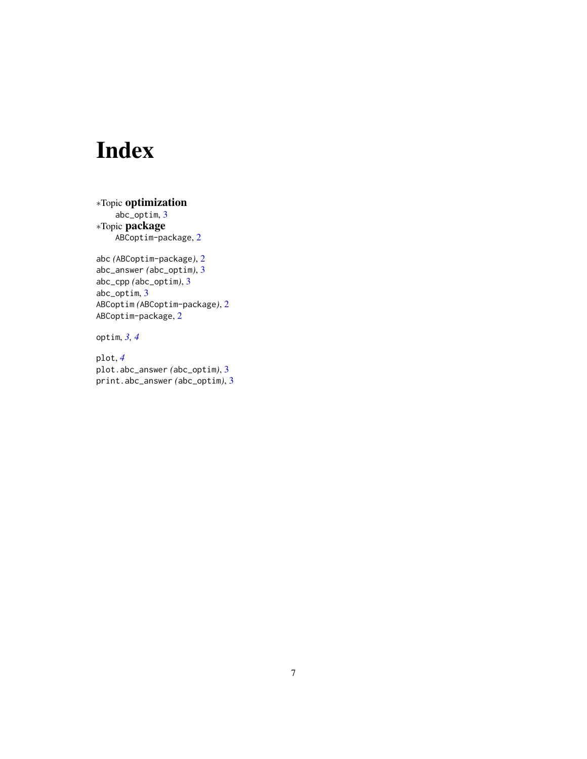# Index

*Topic **optimization**
  abc_optim, 3
*Topic **package**
  ABCoptim-package, 2

abc (ABCoptim-package), 2
abc_answer (abc_optim), 3
abc_cpp (abc_optim), 3
abc_optim, 3
ABCoptim (ABCoptim-package), 2
ABCoptim-package, 2

optim, *3, 4*

plot, *4*
plot.abc_answer (abc_optim), 3
print.abc_answer (abc_optim), 3